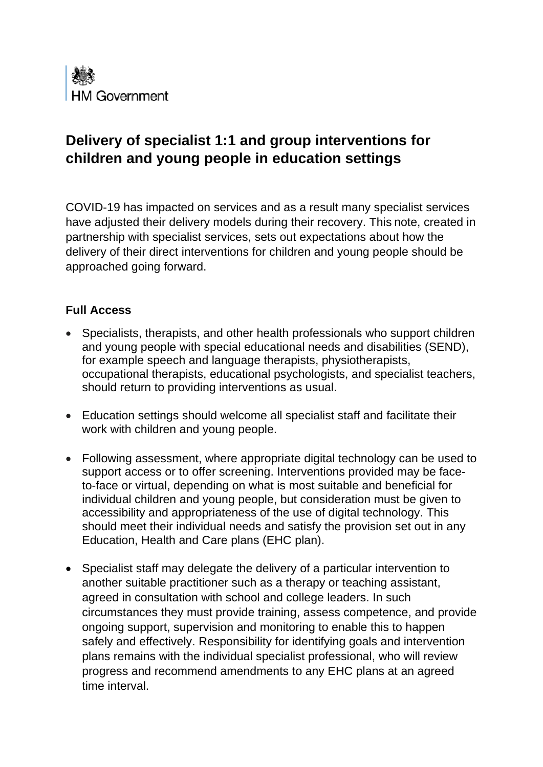HM Government

# Delivery of specialist 1:1 and group interventions for children and young people in education settings

COVID-19 has impacted on services and as a result many specialist services have adjusted their delivery models during their recovery. This note, created in partnership with specialist services, sets out expectations about how the delivery of their direct interventions for children and young people should be approached going forward.

### Full Access

- Specialists, therapists, and other health professionals who support children and young people with special educational needs and disabilities (SEND), for example speech and language therapists, physiotherapists, occupational therapists, educational psychologists, and specialist teachers, should return to providing interventions as usual.
- Education settings should welcome all specialist staff and facilitate their work with children and young people.
- Following assessment, where appropriate digital technology can be used to support access or to offer screening. Interventions provided may be face-to-face or virtual, depending on what is most suitable and beneficial for individual children and young people, but consideration must be given to accessibility and appropriateness of the use of digital technology. This should meet their individual needs and satisfy the provision set out in any Education, Health and Care plans (EHC plan).
- Specialist staff may delegate the delivery of a particular intervention to another suitable practitioner such as a therapy or teaching assistant, agreed in consultation with school and college leaders. In such circumstances they must provide training, assess competence, and provide ongoing support, supervision and monitoring to enable this to happen safely and effectively. Responsibility for identifying goals and intervention plans remains with the individual specialist professional, who will review progress and recommend amendments to any EHC plans at an agreed time interval.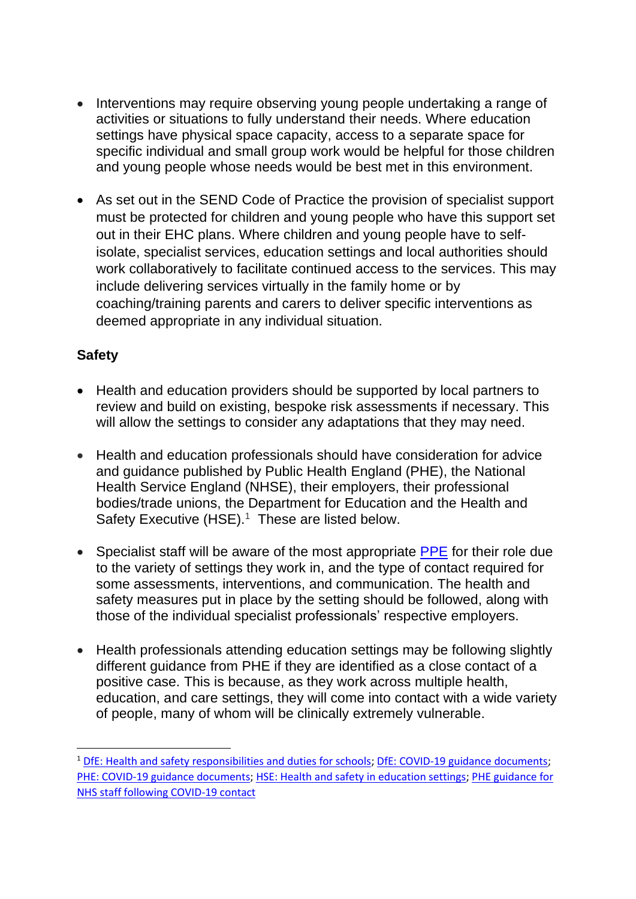- Interventions may require observing young people undertaking a range of activities or situations to fully understand their needs. Where education settings have physical space capacity, access to a separate space for specific individual and small group work would be helpful for those children and young people whose needs would be best met in this environment.

- As set out in the SEND Code of Practice the provision of specialist support must be protected for children and young people who have this support set out in their EHC plans. Where children and young people have to self-isolate, specialist services, education settings and local authorities should work collaboratively to facilitate continued access to the services. This may include delivering services virtually in the family home or by coaching/training parents and carers to deliver specific interventions as deemed appropriate in any individual situation.

**Safety**

- Health and education providers should be supported by local partners to review and build on existing, bespoke risk assessments if necessary. This will allow the settings to consider any adaptations that they may need.

- Health and education professionals should have consideration for advice and guidance published by Public Health England (PHE), the National Health Service England (NHSE), their employers, their professional bodies/trade unions, the Department for Education and the Health and Safety Executive (HSE).[1] These are listed below.

- Specialist staff will be aware of the most appropriate PPE for their role due to the variety of settings they work in, and the type of contact required for some assessments, interventions, and communication. The health and safety measures put in place by the setting should be followed, along with those of the individual specialist professionals' respective employers.

- Health professionals attending education settings may be following slightly different guidance from PHE if they are identified as a close contact of a positive case. This is because, as they work across multiple health, education, and care settings, they will come into contact with a wide variety of people, many of whom will be clinically extremely vulnerable.

---

[1] DfE: Health and safety responsibilities and duties for schools; DfE: COVID-19 guidance documents; PHE: COVID-19 guidance documents; HSE: Health and safety in education settings; PHE guidance for NHS staff following COVID-19 contact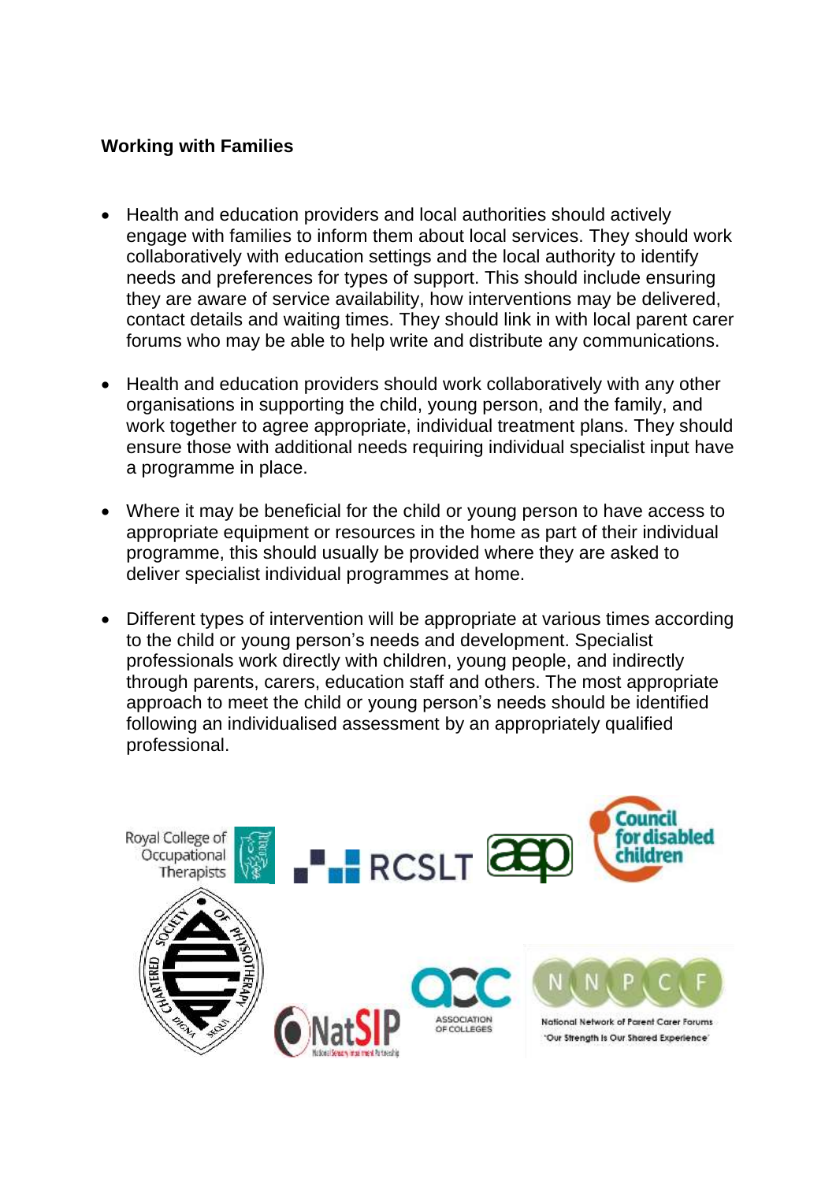**Working with Families**

- Health and education providers and local authorities should actively engage with families to inform them about local services. They should work collaboratively with education settings and the local authority to identify needs and preferences for types of support. This should include ensuring they are aware of service availability, how interventions may be delivered, contact details and waiting times. They should link in with local parent carer forums who may be able to help write and distribute any communications.

- Health and education providers should work collaboratively with any other organisations in supporting the child, young person, and the family, and work together to agree appropriate, individual treatment plans. They should ensure those with additional needs requiring individual specialist input have a programme in place.

- Where it may be beneficial for the child or young person to have access to appropriate equipment or resources in the home as part of their individual programme, this should usually be provided where they are asked to deliver specialist individual programmes at home.

- Different types of intervention will be appropriate at various times according to the child or young person's needs and development. Specialist professionals work directly with children, young people, and indirectly through parents, carers, education staff and others. The most appropriate approach to meet the child or young person's needs should be identified following an individualised assessment by an appropriately qualified professional.